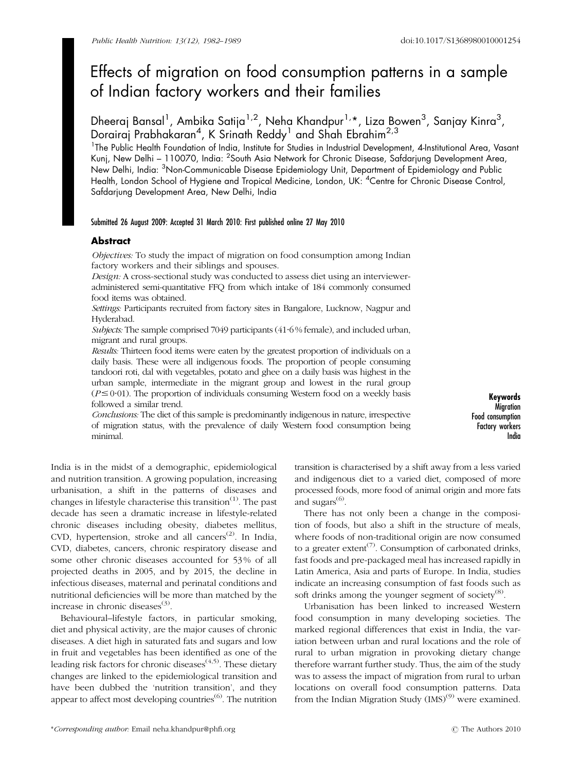# Effects of migration on food consumption patterns in a sample of Indian factory workers and their families

Dheeraj Bansal[1], Ambika Satija[1,2], Neha Khandpur[1,*], Liza Bowen[3], Sanjay Kinra[3], Dorairaj Prabhakaran[4], K Srinath Reddy[1] and Shah Ebrahim[2,3]

[1]The Public Health Foundation of India, Institute for Studies in Industrial Development, 4-Institutional Area, Vasant Kunj, New Delhi – 110070, India: [2]South Asia Network for Chronic Disease, Safdarjung Development Area, New Delhi, India: [3]Non-Communicable Disease Epidemiology Unit, Department of Epidemiology and Public Health, London School of Hygiene and Tropical Medicine, London, UK: [4]Centre for Chronic Disease Control, Safdarjung Development Area, New Delhi, India

Submitted 26 August 2009: Accepted 31 March 2010: First published online 27 May 2010

## Abstract

*Objectives:* To study the impact of migration on food consumption among Indian factory workers and their siblings and spouses.

*Design:* A cross-sectional study was conducted to assess diet using an interviewer-administered semi-quantitative FFQ from which intake of 184 commonly consumed food items was obtained.

*Settings:* Participants recruited from factory sites in Bangalore, Lucknow, Nagpur and Hyderabad.

*Subjects:* The sample comprised 7049 participants (41·6 % female), and included urban, migrant and rural groups.

*Results:* Thirteen food items were eaten by the greatest proportion of individuals on a daily basis. These were all indigenous foods. The proportion of people consuming tandoori roti, dal with vegetables, potato and ghee on a daily basis was highest in the urban sample, intermediate in the migrant group and lowest in the rural group ($P \leq 0{\cdot}01$). The proportion of individuals consuming Western food on a weekly basis followed a similar trend.

*Conclusions:* The diet of this sample is predominantly indigenous in nature, irrespective of migration status, with the prevalence of daily Western food consumption being minimal.

**Keywords**
Migration
Food consumption
Factory workers
India

India is in the midst of a demographic, epidemiological and nutrition transition. A growing population, increasing urbanisation, a shift in the patterns of diseases and changes in lifestyle characterise this transition[1]. The past decade has seen a dramatic increase in lifestyle-related chronic diseases including obesity, diabetes mellitus, CVD, hypertension, stroke and all cancers[2]. In India, CVD, diabetes, cancers, chronic respiratory disease and some other chronic diseases accounted for 53 % of all projected deaths in 2005, and by 2015, the decline in infectious diseases, maternal and perinatal conditions and nutritional deficiencies will be more than matched by the increase in chronic diseases[3].

Behavioural–lifestyle factors, in particular smoking, diet and physical activity, are the major causes of chronic diseases. A diet high in saturated fats and sugars and low in fruit and vegetables has been identified as one of the leading risk factors for chronic diseases[4,5]. These dietary changes are linked to the epidemiological transition and have been dubbed the 'nutrition transition', and they appear to affect most developing countries[6]. The nutrition transition is characterised by a shift away from a less varied and indigenous diet to a varied diet, composed of more processed foods, more food of animal origin and more fats and sugars[6].

There has not only been a change in the composition of foods, but also a shift in the structure of meals, where foods of non-traditional origin are now consumed to a greater extent[7]. Consumption of carbonated drinks, fast foods and pre-packaged meal has increased rapidly in Latin America, Asia and parts of Europe. In India, studies indicate an increasing consumption of fast foods such as soft drinks among the younger segment of society[8].

Urbanisation has been linked to increased Western food consumption in many developing societies. The marked regional differences that exist in India, the variation between urban and rural locations and the role of rural to urban migration in provoking dietary change therefore warrant further study. Thus, the aim of the study was to assess the impact of migration from rural to urban locations on overall food consumption patterns. Data from the Indian Migration Study (IMS)[9] were examined.

*Corresponding author: Email neha.khandpur@phfi.org

© The Authors 2010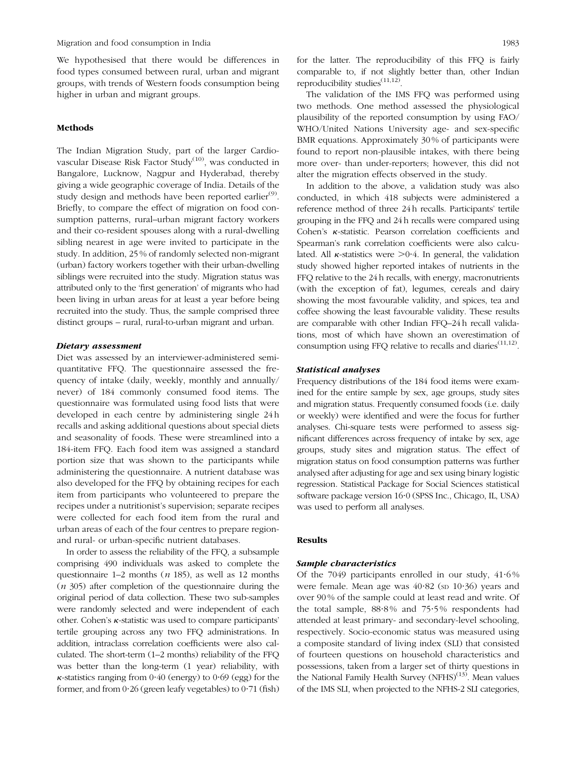We hypothesised that there would be differences in food types consumed between rural, urban and migrant groups, with trends of Western foods consumption being higher in urban and migrant groups.

## Methods

The Indian Migration Study, part of the larger Cardiovascular Disease Risk Factor Study[10], was conducted in Bangalore, Lucknow, Nagpur and Hyderabad, thereby giving a wide geographic coverage of India. Details of the study design and methods have been reported earlier[9]. Briefly, to compare the effect of migration on food consumption patterns, rural–urban migrant factory workers and their co-resident spouses along with a rural-dwelling sibling nearest in age were invited to participate in the study. In addition, 25 % of randomly selected non-migrant (urban) factory workers together with their urban-dwelling siblings were recruited into the study. Migration status was attributed only to the 'first generation' of migrants who had been living in urban areas for at least a year before being recruited into the study. Thus, the sample comprised three distinct groups – rural, rural-to-urban migrant and urban.

### *Dietary assessment*

Diet was assessed by an interviewer-administered semi-quantitative FFQ. The questionnaire assessed the frequency of intake (daily, weekly, monthly and annually/never) of 184 commonly consumed food items. The questionnaire was formulated using food lists that were developed in each centre by administering single 24 h recalls and asking additional questions about special diets and seasonality of foods. These were streamlined into a 184-item FFQ. Each food item was assigned a standard portion size that was shown to the participants while administering the questionnaire. A nutrient database was also developed for the FFQ by obtaining recipes for each item from participants who volunteered to prepare the recipes under a nutritionist's supervision; separate recipes were collected for each food item from the rural and urban areas of each of the four centres to prepare region- and rural- or urban-specific nutrient databases.

In order to assess the reliability of the FFQ, a subsample comprising 490 individuals was asked to complete the questionnaire 1–2 months ($n$ 185), as well as 12 months ($n$ 305) after completion of the questionnaire during the original period of data collection. These two sub-samples were randomly selected and were independent of each other. Cohen's $\kappa$-statistic was used to compare participants' tertile grouping across any two FFQ administrations. In addition, intraclass correlation coefficients were also calculated. The short-term (1–2 months) reliability of the FFQ was better than the long-term (1 year) reliability, with $\kappa$-statistics ranging from 0·40 (energy) to 0·69 (egg) for the former, and from 0·26 (green leafy vegetables) to 0·71 (fish) for the latter. The reproducibility of this FFQ is fairly comparable to, if not slightly better than, other Indian reproducibility studies[11,12].

The validation of the IMS FFQ was performed using two methods. One method assessed the physiological plausibility of the reported consumption by using FAO/WHO/United Nations University age- and sex-specific BMR equations. Approximately 30 % of participants were found to report non-plausible intakes, with there being more over- than under-reporters; however, this did not alter the migration effects observed in the study.

In addition to the above, a validation study was also conducted, in which 418 subjects were administered a reference method of three 24 h recalls. Participants' tertile grouping in the FFQ and 24 h recalls were compared using Cohen's $\kappa$-statistic. Pearson correlation coefficients and Spearman's rank correlation coefficients were also calculated. All $\kappa$-statistics were $>0·4$. In general, the validation study showed higher reported intakes of nutrients in the FFQ relative to the 24 h recalls, with energy, macronutrients (with the exception of fat), legumes, cereals and dairy showing the most favourable validity, and spices, tea and coffee showing the least favourable validity. These results are comparable with other Indian FFQ–24 h recall validations, most of which have shown an overestimation of consumption using FFQ relative to recalls and diaries[11,12].

### *Statistical analyses*

Frequency distributions of the 184 food items were examined for the entire sample by sex, age groups, study sites and migration status. Frequently consumed foods (i.e. daily or weekly) were identified and were the focus for further analyses. Chi-square tests were performed to assess significant differences across frequency of intake by sex, age groups, study sites and migration status. The effect of migration status on food consumption patterns was further analysed after adjusting for age and sex using binary logistic regression. Statistical Package for Social Sciences statistical software package version 16·0 (SPSS Inc., Chicago, IL, USA) was used to perform all analyses.

## Results

### *Sample characteristics*

Of the 7049 participants enrolled in our study, 41·6 % were female. Mean age was 40·82 (SD 10·36) years and over 90 % of the sample could at least read and write. Of the total sample, 88·8 % and 75·5 % respondents had attended at least primary- and secondary-level schooling, respectively. Socio-economic status was measured using a composite standard of living index (SLI) that consisted of fourteen questions on household characteristics and possessions, taken from a larger set of thirty questions in the National Family Health Survey (NFHS)[13]. Mean values of the IMS SLI, when projected to the NFHS-2 SLI categories,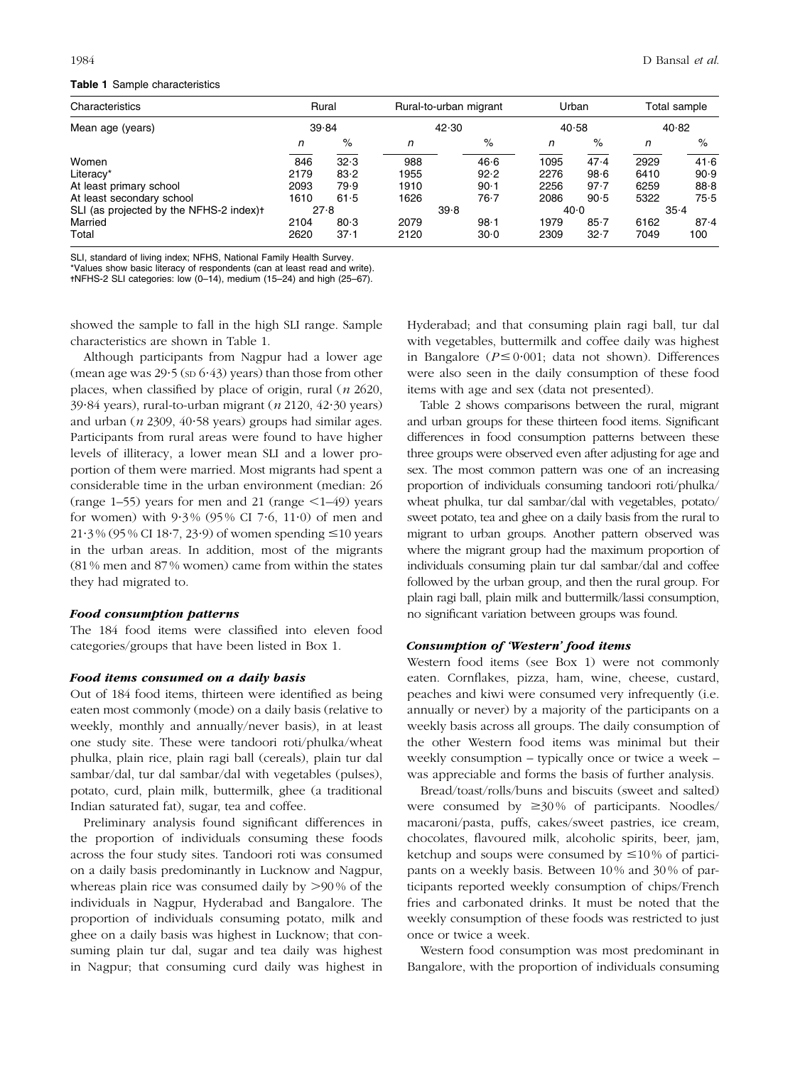**Table 1** Sample characteristics

| Characteristics | Rural | | Rural-to-urban migrant | | Urban | | Total sample | |
|---|---|---|---|---|---|---|---|---|
| Mean age (years) | 39·84 | | 42·30 | | 40·58 | | 40·82 | |
| | *n* | % | *n* | % | *n* | % | *n* | % |
| Women | 846 | 32·3 | 988 | 46·6 | 1095 | 47·4 | 2929 | 41·6 |
| Literacy* | 2179 | 83·2 | 1955 | 92·2 | 2276 | 98·6 | 6410 | 90·9 |
| At least primary school | 2093 | 79·9 | 1910 | 90·1 | 2256 | 97·7 | 6259 | 88·8 |
| At least secondary school | 1610 | 61·5 | 1626 | 76·7 | 2086 | 90·5 | 5322 | 75·5 |
| SLI (as projected by the NFHS-2 index)† | 27·8 | | 39·8 | | 40·0 | | 35·4 | |
| Married | 2104 | 80·3 | 2079 | 98·1 | 1979 | 85·7 | 6162 | 87·4 |
| Total | 2620 | 37·1 | 2120 | 30·0 | 2309 | 32·7 | 7049 | 100 |

SLI, standard of living index; NFHS, National Family Health Survey.
*Values show basic literacy of respondents (can at least read and write).
†NFHS-2 SLI categories: low (0–14), medium (15–24) and high (25–67).

showed the sample to fall in the high SLI range. Sample characteristics are shown in Table 1.

Although participants from Nagpur had a lower age (mean age was 29·5 (SD 6·43) years) than those from other places, when classified by place of origin, rural (*n* 2620, 39·84 years), rural-to-urban migrant (*n* 2120, 42·30 years) and urban (*n* 2309, 40·58 years) groups had similar ages. Participants from rural areas were found to have higher levels of illiteracy, a lower mean SLI and a lower proportion of them were married. Most migrants had spent a considerable time in the urban environment (median: 26 (range 1–55) years for men and 21 (range <1–49) years for women) with 9·3% (95% CI 7·6, 11·0) of men and 21·3% (95% CI 18·7, 23·9) of women spending ≤10 years in the urban areas. In addition, most of the migrants (81% men and 87% women) came from within the states they had migrated to.

### *Food consumption patterns*

The 184 food items were classified into eleven food categories/groups that have been listed in Box 1.

### *Food items consumed on a daily basis*

Out of 184 food items, thirteen were identified as being eaten most commonly (mode) on a daily basis (relative to weekly, monthly and annually/never basis), in at least one study site. These were tandoori roti/phulka/wheat phulka, plain rice, plain ragi ball (cereals), plain tur dal sambar/dal, tur dal sambar/dal with vegetables (pulses), potato, curd, plain milk, buttermilk, ghee (a traditional Indian saturated fat), sugar, tea and coffee.

Preliminary analysis found significant differences in the proportion of individuals consuming these foods across the four study sites. Tandoori roti was consumed on a daily basis predominantly in Lucknow and Nagpur, whereas plain rice was consumed daily by >90% of the individuals in Nagpur, Hyderabad and Bangalore. The proportion of individuals consuming potato, milk and ghee on a daily basis was highest in Lucknow; that consuming plain tur dal, sugar and tea daily was highest in Nagpur; that consuming curd daily was highest in Hyderabad; and that consuming plain ragi ball, tur dal with vegetables, buttermilk and coffee daily was highest in Bangalore ($P \le 0{\cdot}001$; data not shown). Differences were also seen in the daily consumption of these food items with age and sex (data not presented).

Table 2 shows comparisons between the rural, migrant and urban groups for these thirteen food items. Significant differences in food consumption patterns between these three groups were observed even after adjusting for age and sex. The most common pattern was one of an increasing proportion of individuals consuming tandoori roti/phulka/ wheat phulka, tur dal sambar/dal with vegetables, potato/ sweet potato, tea and ghee on a daily basis from the rural to migrant to urban groups. Another pattern observed was where the migrant group had the maximum proportion of individuals consuming plain tur dal sambar/dal and coffee followed by the urban group, and then the rural group. For plain ragi ball, plain milk and buttermilk/lassi consumption, no significant variation between groups was found.

### *Consumption of 'Western' food items*

Western food items (see Box 1) were not commonly eaten. Cornflakes, pizza, ham, wine, cheese, custard, peaches and kiwi were consumed very infrequently (i.e. annually or never) by a majority of the participants on a weekly basis across all groups. The daily consumption of the other Western food items was minimal but their weekly consumption – typically once or twice a week – was appreciable and forms the basis of further analysis.

Bread/toast/rolls/buns and biscuits (sweet and salted) were consumed by ≥30% of participants. Noodles/ macaroni/pasta, puffs, cakes/sweet pastries, ice cream, chocolates, flavoured milk, alcoholic spirits, beer, jam, ketchup and soups were consumed by ≤10% of participants on a weekly basis. Between 10% and 30% of participants reported weekly consumption of chips/French fries and carbonated drinks. It must be noted that the weekly consumption of these foods was restricted to just once or twice a week.

Western food consumption was most predominant in Bangalore, with the proportion of individuals consuming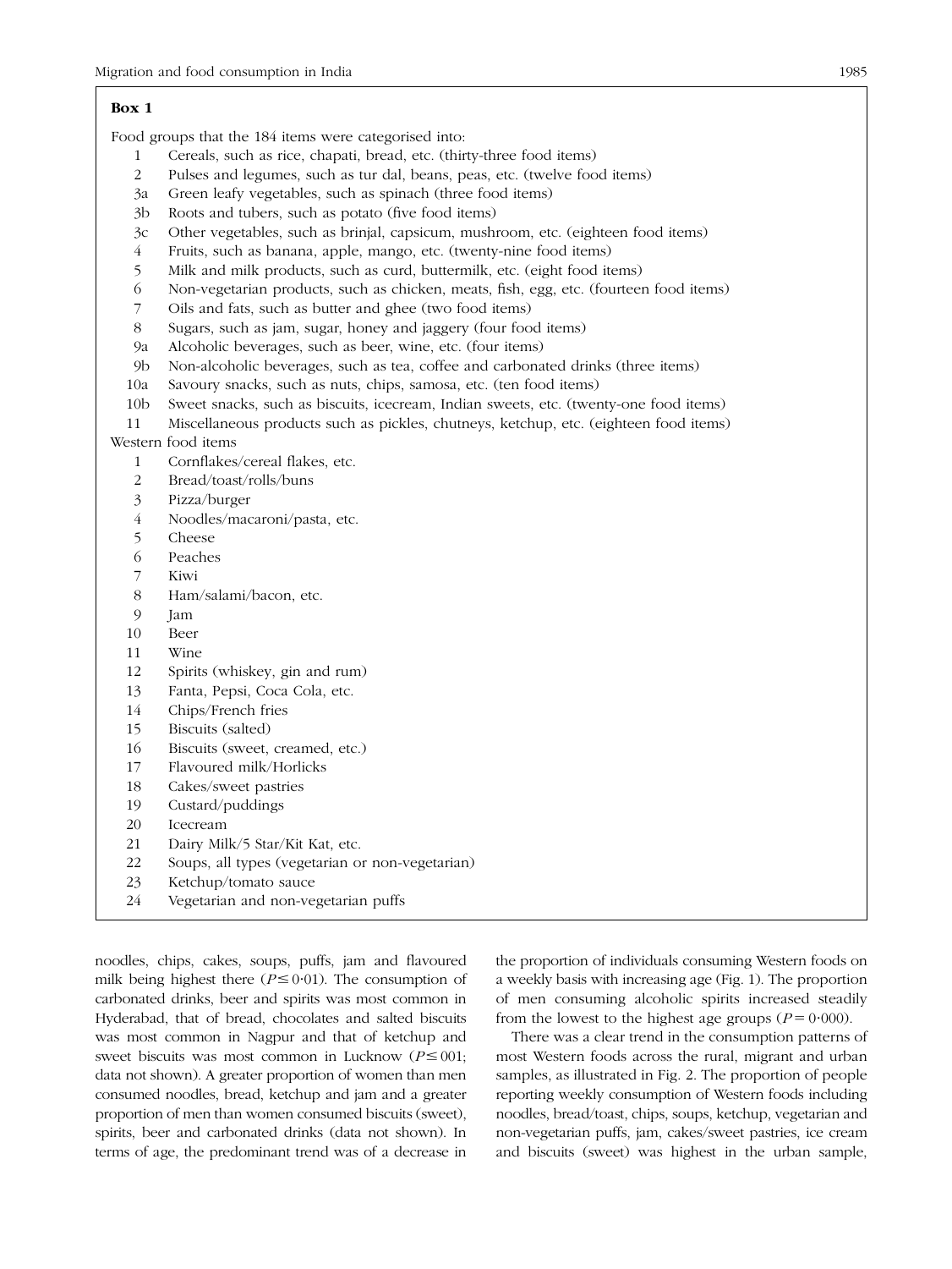**Box 1**

Food groups that the 184 items were categorised into:

1. Cereals, such as rice, chapati, bread, etc. (thirty-three food items)
2. Pulses and legumes, such as tur dal, beans, peas, etc. (twelve food items)

3a Green leafy vegetables, such as spinach (three food items)
3b Roots and tubers, such as potato (five food items)
3c Other vegetables, such as brinjal, capsicum, mushroom, etc. (eighteen food items)

4. Fruits, such as banana, apple, mango, etc. (twenty-nine food items)
5. Milk and milk products, such as curd, buttermilk, etc. (eight food items)
6. Non-vegetarian products, such as chicken, meats, fish, egg, etc. (fourteen food items)
7. Oils and fats, such as butter and ghee (two food items)
8. Sugars, such as jam, sugar, honey and jaggery (four food items)

9a Alcoholic beverages, such as beer, wine, etc. (four items)
9b Non-alcoholic beverages, such as tea, coffee and carbonated drinks (three items)
10a Savoury snacks, such as nuts, chips, samosa, etc. (ten food items)
10b Sweet snacks, such as biscuits, icecream, Indian sweets, etc. (twenty-one food items)

11. Miscellaneous products such as pickles, chutneys, ketchup, etc. (eighteen food items)

Western food items

1. Cornflakes/cereal flakes, etc.
2. Bread/toast/rolls/buns
3. Pizza/burger
4. Noodles/macaroni/pasta, etc.
5. Cheese
6. Peaches
7. Kiwi
8. Ham/salami/bacon, etc.
9. Jam
10. Beer
11. Wine
12. Spirits (whiskey, gin and rum)
13. Fanta, Pepsi, Coca Cola, etc.
14. Chips/French fries
15. Biscuits (salted)
16. Biscuits (sweet, creamed, etc.)
17. Flavoured milk/Horlicks
18. Cakes/sweet pastries
19. Custard/puddings
20. Icecream
21. Dairy Milk/5 Star/Kit Kat, etc.
22. Soups, all types (vegetarian or non-vegetarian)
23. Ketchup/tomato sauce
24. Vegetarian and non-vegetarian puffs

noodles, chips, cakes, soups, puffs, jam and flavoured milk being highest there ($P \leq 0{\cdot}01$). The consumption of carbonated drinks, beer and spirits was most common in Hyderabad, that of bread, chocolates and salted biscuits was most common in Nagpur and that of ketchup and sweet biscuits was most common in Lucknow ($P \leq 001$; data not shown). A greater proportion of women than men consumed noodles, bread, ketchup and jam and a greater proportion of men than women consumed biscuits (sweet), spirits, beer and carbonated drinks (data not shown). In terms of age, the predominant trend was of a decrease in the proportion of individuals consuming Western foods on a weekly basis with increasing age (Fig. 1). The proportion of men consuming alcoholic spirits increased steadily from the lowest to the highest age groups ($P = 0{\cdot}000$).

There was a clear trend in the consumption patterns of most Western foods across the rural, migrant and urban samples, as illustrated in Fig. 2. The proportion of people reporting weekly consumption of Western foods including noodles, bread/toast, chips, soups, ketchup, vegetarian and non-vegetarian puffs, jam, cakes/sweet pastries, ice cream and biscuits (sweet) was highest in the urban sample,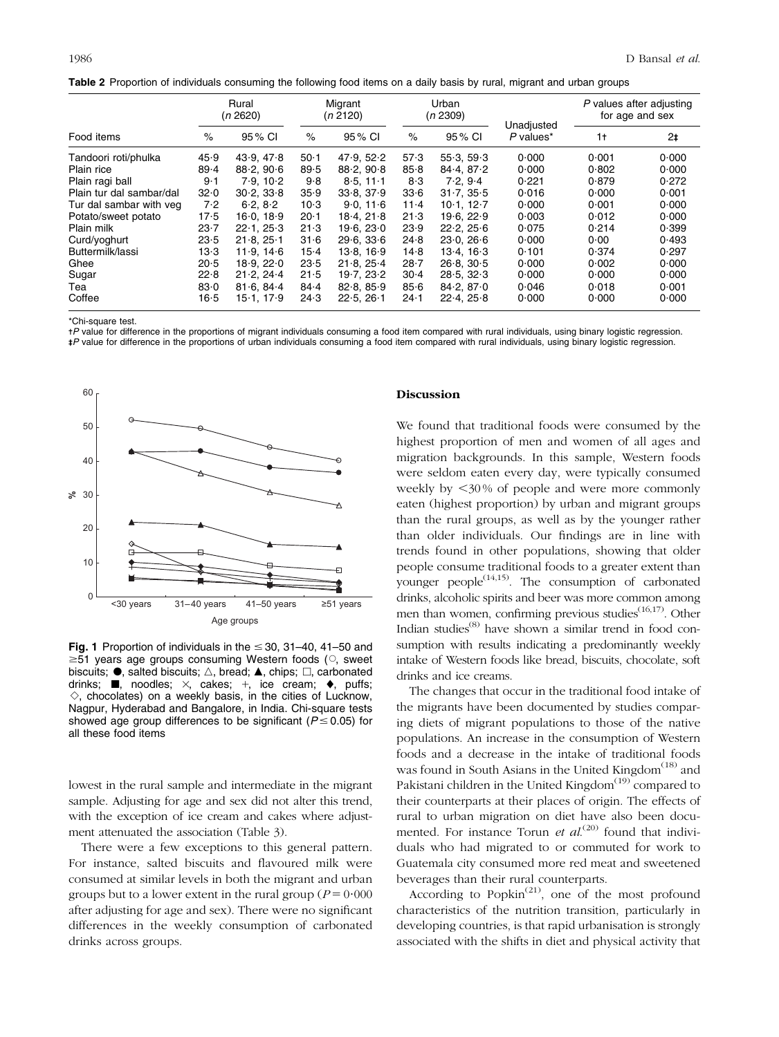**Table 2** Proportion of individuals consuming the following food items on a daily basis by rural, migrant and urban groups

| Food items | Rural (*n* 2620) | | Migrant (*n* 2120) | | Urban (*n* 2309) | | Unadjusted *P* values* | *P* values after adjusting for age and sex | |
|---|---|---|---|---|---|---|---|---|---|
| | % | 95 % CI | % | 95 % CI | % | 95 % CI | | 1† | 2‡ |
| Tandoori roti/phulka | 45·9 | 43·9, 47·8 | 50·1 | 47·9, 52·2 | 57·3 | 55·3, 59·3 | 0·000 | 0·001 | 0·000 |
| Plain rice | 89·4 | 88·2, 90·6 | 89·5 | 88·2, 90·8 | 85·8 | 84·4, 87·2 | 0·000 | 0·802 | 0·000 |
| Plain ragi ball | 9·1 | 7·9, 10·2 | 9·8 | 8·5, 11·1 | 8·3 | 7·2, 9·4 | 0·221 | 0·879 | 0·272 |
| Plain tur dal sambar/dal | 32·0 | 30·2, 33·8 | 35·9 | 33·8, 37·9 | 33·6 | 31·7, 35·5 | 0·016 | 0·000 | 0·001 |
| Tur dal sambar with veg | 7·2 | 6·2, 8·2 | 10·3 | 9·0, 11·6 | 11·4 | 10·1, 12·7 | 0·000 | 0·001 | 0·000 |
| Potato/sweet potato | 17·5 | 16·0, 18·9 | 20·1 | 18·4, 21·8 | 21·3 | 19·6, 22·9 | 0·003 | 0·012 | 0·000 |
| Plain milk | 23·7 | 22·1, 25·3 | 21·3 | 19·6, 23·0 | 23·9 | 22·2, 25·6 | 0·075 | 0·214 | 0·399 |
| Curd/yoghurt | 23·5 | 21·8, 25·1 | 31·6 | 29·6, 33·6 | 24·8 | 23·0, 26·6 | 0·000 | 0·00 | 0·493 |
| Buttermilk/lassi | 13·3 | 11·9, 14·6 | 15·4 | 13·8, 16·9 | 14·8 | 13·4, 16·3 | 0·101 | 0·374 | 0·297 |
| Ghee | 20·5 | 18·9, 22·0 | 23·5 | 21·8, 25·4 | 28·7 | 26·8, 30·5 | 0·000 | 0·002 | 0·000 |
| Sugar | 22·8 | 21·2, 24·4 | 21·5 | 19·7, 23·2 | 30·4 | 28·5, 32·3 | 0·000 | 0·000 | 0·000 |
| Tea | 83·0 | 81·6, 84·4 | 84·4 | 82·8, 85·9 | 85·6 | 84·2, 87·0 | 0·046 | 0·018 | 0·001 |
| Coffee | 16·5 | 15·1, 17·9 | 24·3 | 22·5, 26·1 | 24·1 | 22·4, 25·8 | 0·000 | 0·000 | 0·000 |

*Chi-square test.
†*P* value for difference in the proportions of migrant individuals consuming a food item compared with rural individuals, using binary logistic regression.
‡*P* value for difference in the proportions of urban individuals consuming a food item compared with rural individuals, using binary logistic regression.

**Fig. 1** Proportion of individuals in the ≤30, 31–40, 41–50 and ≥51 years age groups consuming Western foods (○, sweet biscuits; ●, salted biscuits; △, bread; ▲, chips; □, carbonated drinks; ■, noodles; ×, cakes; +, ice cream; ♦, puffs; ◇, chocolates) on a weekly basis, in the cities of Lucknow, Nagpur, Hyderabad and Bangalore, in India. Chi-square tests showed age group differences to be significant ($P \leq 0.05$) for all these food items

lowest in the rural sample and intermediate in the migrant sample. Adjusting for age and sex did not alter this trend, with the exception of ice cream and cakes where adjustment attenuated the association (Table 3).

There were a few exceptions to this general pattern. For instance, salted biscuits and flavoured milk were consumed at similar levels in both the migrant and urban groups but to a lower extent in the rural group ($P = 0{\cdot}000$ after adjusting for age and sex). There were no significant differences in the weekly consumption of carbonated drinks across groups.

### Discussion

We found that traditional foods were consumed by the highest proportion of men and women of all ages and migration backgrounds. In this sample, Western foods were seldom eaten every day, were typically consumed weekly by <30 % of people and were more commonly eaten (highest proportion) by urban and migrant groups than the rural groups, as well as by the younger rather than older individuals. Our findings are in line with trends found in other populations, showing that older people consume traditional foods to a greater extent than younger people[14,15]. The consumption of carbonated drinks, alcoholic spirits and beer was more common among men than women, confirming previous studies[16,17]. Other Indian studies[8] have shown a similar trend in food consumption with results indicating a predominantly weekly intake of Western foods like bread, biscuits, chocolate, soft drinks and ice creams.

The changes that occur in the traditional food intake of the migrants have been documented by studies comparing diets of migrant populations to those of the native populations. An increase in the consumption of Western foods and a decrease in the intake of traditional foods was found in South Asians in the United Kingdom[18] and Pakistani children in the United Kingdom[19] compared to their counterparts at their places of origin. The effects of rural to urban migration on diet have also been documented. For instance Torun *et al.*[20] found that individuals who had migrated to or commuted for work to Guatemala city consumed more red meat and sweetened beverages than their rural counterparts.

According to Popkin[21], one of the most profound characteristics of the nutrition transition, particularly in developing countries, is that rapid urbanisation is strongly associated with the shifts in diet and physical activity that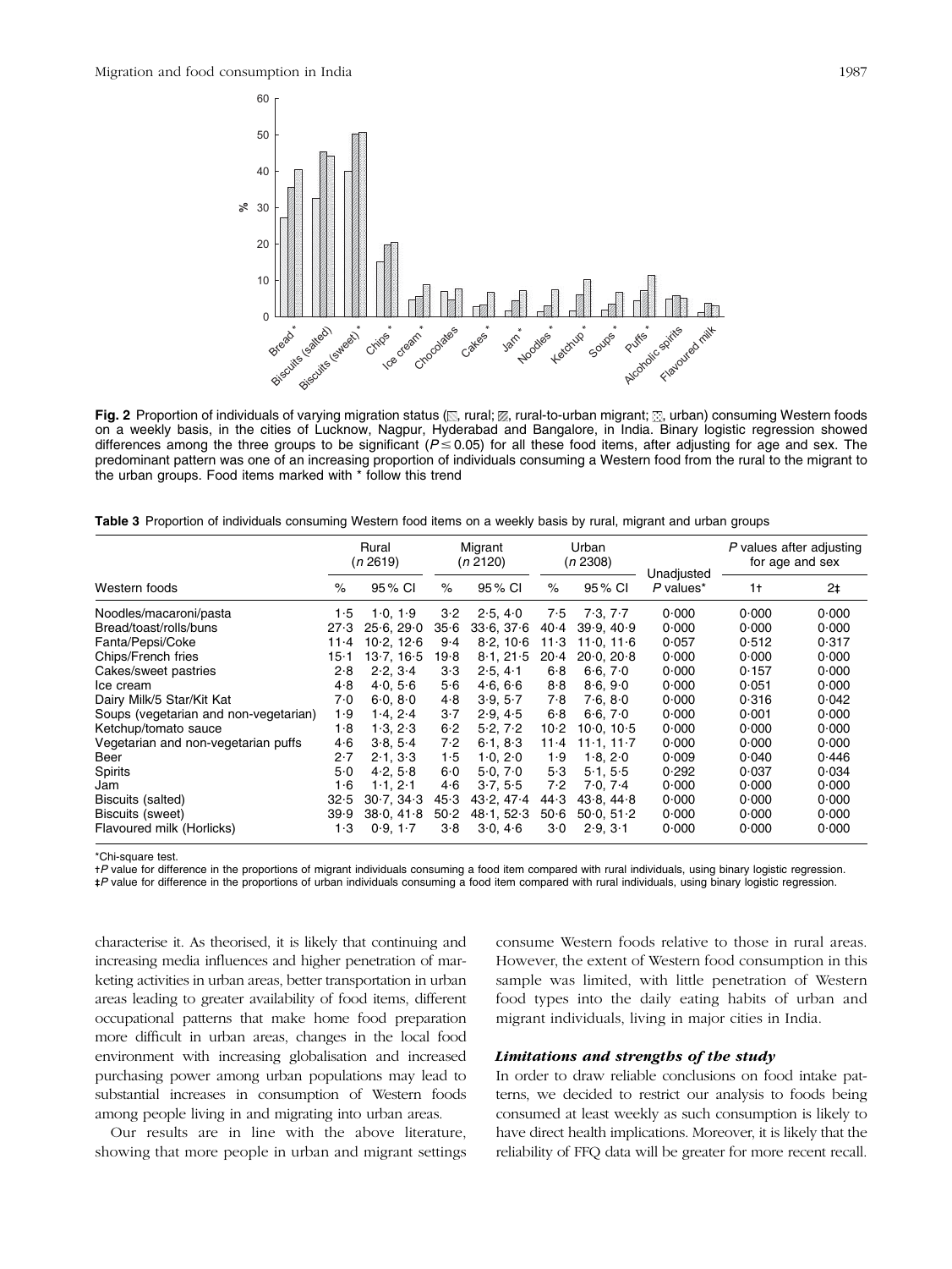**Fig. 2** Proportion of individuals of varying migration status (rural; rural-to-urban migrant; urban) consuming Western foods on a weekly basis, in the cities of Lucknow, Nagpur, Hyderabad and Bangalore, in India. Binary logistic regression showed differences among the three groups to be significant ($P \leq 0.05$) for all these food items, after adjusting for age and sex. The predominant pattern was one of an increasing proportion of individuals consuming a Western food from the rural to the migrant to the urban groups. Food items marked with * follow this trend

**Table 3** Proportion of individuals consuming Western food items on a weekly basis by rural, migrant and urban groups

| Western foods | Rural (*n* 2619) | | Migrant (*n* 2120) | | Urban (*n* 2308) | | Unadjusted *P* values* | *P* values after adjusting for age and sex | |
|---|---|---|---|---|---|---|---|---|---|
| | % | 95 % CI | % | 95 % CI | % | 95 % CI | | 1† | 2‡ |
| Noodles/macaroni/pasta | 1·5 | 1·0, 1·9 | 3·2 | 2·5, 4·0 | 7·5 | 7·3, 7·7 | 0·000 | 0·000 | 0·000 |
| Bread/toast/rolls/buns | 27·3 | 25·6, 29·0 | 35·6 | 33·6, 37·6 | 40·4 | 39·9, 40·9 | 0·000 | 0·000 | 0·000 |
| Fanta/Pepsi/Coke | 11·4 | 10·2, 12·6 | 9·4 | 8·2, 10·6 | 11·3 | 11·0, 11·6 | 0·057 | 0·512 | 0·317 |
| Chips/French fries | 15·1 | 13·7, 16·5 | 19·8 | 8·1, 21·5 | 20·4 | 20·0, 20·8 | 0·000 | 0·000 | 0·000 |
| Cakes/sweet pastries | 2·8 | 2·2, 3·4 | 3·3 | 2·5, 4·1 | 6·8 | 6·6, 7·0 | 0·000 | 0·157 | 0·000 |
| Ice cream | 4·8 | 4·0, 5·6 | 5·6 | 4·6, 6·6 | 8·8 | 8·6, 9·0 | 0·000 | 0·051 | 0·000 |
| Dairy Milk/5 Star/Kit Kat | 7·0 | 6·0, 8·0 | 4·8 | 3·9, 5·7 | 7·8 | 7·6, 8·0 | 0·000 | 0·316 | 0·042 |
| Soups (vegetarian and non-vegetarian) | 1·9 | 1·4, 2·4 | 3·7 | 2·9, 4·5 | 6·8 | 6·6, 7·0 | 0·000 | 0·001 | 0·000 |
| Ketchup/tomato sauce | 1·8 | 1·3, 2·3 | 6·2 | 5·2, 7·2 | 10·2 | 10·0, 10·5 | 0·000 | 0·000 | 0·000 |
| Vegetarian and non-vegetarian puffs | 4·6 | 3·8, 5·4 | 7·2 | 6·1, 8·3 | 11·4 | 11·1, 11·7 | 0·000 | 0·000 | 0·000 |
| Beer | 2·7 | 2·1, 3·3 | 1·5 | 1·0, 2·0 | 1·9 | 1·8, 2·0 | 0·009 | 0·040 | 0·446 |
| Spirits | 5·0 | 4·2, 5·8 | 6·0 | 5·0, 7·0 | 5·3 | 5·1, 5·5 | 0·292 | 0·037 | 0·034 |
| Jam | 1·6 | 1·1, 2·1 | 4·6 | 3·7, 5·5 | 7·2 | 7·0, 7·4 | 0·000 | 0·000 | 0·000 |
| Biscuits (salted) | 32·5 | 30·7, 34·3 | 45·3 | 43·2, 47·4 | 44·3 | 43·8, 44·8 | 0·000 | 0·000 | 0·000 |
| Biscuits (sweet) | 39·9 | 38·0, 41·8 | 50·2 | 48·1, 52·3 | 50·6 | 50·0, 51·2 | 0·000 | 0·000 | 0·000 |
| Flavoured milk (Horlicks) | 1·3 | 0·9, 1·7 | 3·8 | 3·0, 4·6 | 3·0 | 2·9, 3·1 | 0·000 | 0·000 | 0·000 |

*Chi-square test.
†*P* value for difference in the proportions of migrant individuals consuming a food item compared with rural individuals, using binary logistic regression.
‡*P* value for difference in the proportions of urban individuals consuming a food item compared with rural individuals, using binary logistic regression.

characterise it. As theorised, it is likely that continuing and increasing media influences and higher penetration of marketing activities in urban areas, better transportation in urban areas leading to greater availability of food items, different occupational patterns that make home food preparation more difficult in urban areas, changes in the local food environment with increasing globalisation and increased purchasing power among urban populations may lead to substantial increases in consumption of Western foods among people living in and migrating into urban areas.

Our results are in line with the above literature, showing that more people in urban and migrant settings consume Western foods relative to those in rural areas. However, the extent of Western food consumption in this sample was limited, with little penetration of Western food types into the daily eating habits of urban and migrant individuals, living in major cities in India.

### *Limitations and strengths of the study*

In order to draw reliable conclusions on food intake patterns, we decided to restrict our analysis to foods being consumed at least weekly as such consumption is likely to have direct health implications. Moreover, it is likely that the reliability of FFQ data will be greater for more recent recall.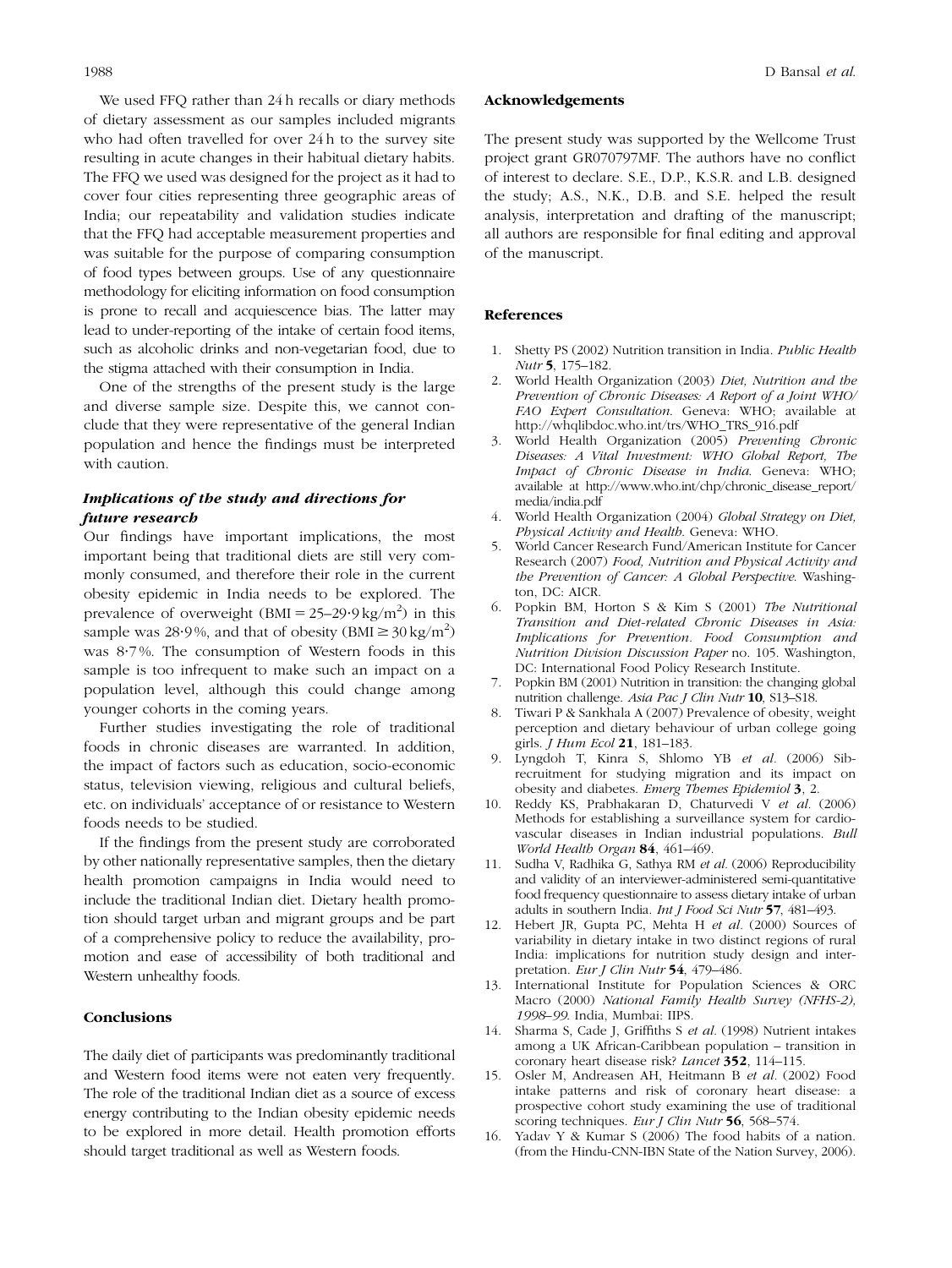We used FFQ rather than 24 h recalls or diary methods of dietary assessment as our samples included migrants who had often travelled for over 24 h to the survey site resulting in acute changes in their habitual dietary habits. The FFQ we used was designed for the project as it had to cover four cities representing three geographic areas of India; our repeatability and validation studies indicate that the FFQ had acceptable measurement properties and was suitable for the purpose of comparing consumption of food types between groups. Use of any questionnaire methodology for eliciting information on food consumption is prone to recall and acquiescence bias. The latter may lead to under-reporting of the intake of certain food items, such as alcoholic drinks and non-vegetarian food, due to the stigma attached with their consumption in India.

One of the strengths of the present study is the large and diverse sample size. Despite this, we cannot conclude that they were representative of the general Indian population and hence the findings must be interpreted with caution.

### *Implications of the study and directions for future research*

Our findings have important implications, the most important being that traditional diets are still very commonly consumed, and therefore their role in the current obesity epidemic in India needs to be explored. The prevalence of overweight (BMI = 25–29·9 kg/m$^2$) in this sample was 28·9 %, and that of obesity (BMI ≥ 30 kg/m$^2$) was 8·7 %. The consumption of Western foods in this sample is too infrequent to make such an impact on a population level, although this could change among younger cohorts in the coming years.

Further studies investigating the role of traditional foods in chronic diseases are warranted. In addition, the impact of factors such as education, socio-economic status, television viewing, religious and cultural beliefs, etc. on individuals' acceptance of or resistance to Western foods needs to be studied.

If the findings from the present study are corroborated by other nationally representative samples, then the dietary health promotion campaigns in India would need to include the traditional Indian diet. Dietary health promotion should target urban and migrant groups and be part of a comprehensive policy to reduce the availability, promotion and ease of accessibility of both traditional and Western unhealthy foods.

## Conclusions

The daily diet of participants was predominantly traditional and Western food items were not eaten very frequently. The role of the traditional Indian diet as a source of excess energy contributing to the Indian obesity epidemic needs to be explored in more detail. Health promotion efforts should target traditional as well as Western foods.

## Acknowledgements

The present study was supported by the Wellcome Trust project grant GR070797MF. The authors have no conflict of interest to declare. S.E., D.P., K.S.R. and L.B. designed the study; A.S., N.K., D.B. and S.E. helped the result analysis, interpretation and drafting of the manuscript; all authors are responsible for final editing and approval of the manuscript.

## References

1. Shetty PS (2002) Nutrition transition in India. *Public Health Nutr* **5**, 175–182.
2. World Health Organization (2003) *Diet, Nutrition and the Prevention of Chronic Diseases: A Report of a Joint WHO/FAO Expert Consultation*. Geneva: WHO; available at http://whqlibdoc.who.int/trs/WHO_TRS_916.pdf
3. World Health Organization (2005) *Preventing Chronic Diseases: A Vital Investment: WHO Global Report, The Impact of Chronic Disease in India*. Geneva: WHO; available at http://www.who.int/chp/chronic_disease_report/media/india.pdf
4. World Health Organization (2004) *Global Strategy on Diet, Physical Activity and Health*. Geneva: WHO.
5. World Cancer Research Fund/American Institute for Cancer Research (2007) *Food, Nutrition and Physical Activity and the Prevention of Cancer: A Global Perspective*. Washington, DC: AICR.
6. Popkin BM, Horton S & Kim S (2001) *The Nutritional Transition and Diet-related Chronic Diseases in Asia: Implications for Prevention*. *Food Consumption and Nutrition Division Discussion Paper* no. 105. Washington, DC: International Food Policy Research Institute.
7. Popkin BM (2001) Nutrition in transition: the changing global nutrition challenge. *Asia Pac J Clin Nutr* **10**, S13–S18.
8. Tiwari P & Sankhala A (2007) Prevalence of obesity, weight perception and dietary behaviour of urban college going girls. *J Hum Ecol* **21**, 181–183.
9. Lyngdoh T, Kinra S, Shlomo YB *et al.* (2006) Sib-recruitment for studying migration and its impact on obesity and diabetes. *Emerg Themes Epidemiol* **3**, 2.
10. Reddy KS, Prabhakaran D, Chaturvedi V *et al.* (2006) Methods for establishing a surveillance system for cardiovascular diseases in Indian industrial populations. *Bull World Health Organ* **84**, 461–469.
11. Sudha V, Radhika G, Sathya RM *et al.* (2006) Reproducibility and validity of an interviewer-administered semi-quantitative food frequency questionnaire to assess dietary intake of urban adults in southern India. *Int J Food Sci Nutr* **57**, 481–493.
12. Hebert JR, Gupta PC, Mehta H *et al.* (2000) Sources of variability in dietary intake in two distinct regions of rural India: implications for nutrition study design and interpretation. *Eur J Clin Nutr* **54**, 479–486.
13. International Institute for Population Sciences & ORC Macro (2000) *National Family Health Survey (NFHS-2), 1998–99*. India, Mumbai: IIPS.
14. Sharma S, Cade J, Griffiths S *et al.* (1998) Nutrient intakes among a UK African-Caribbean population – transition in coronary heart disease risk? *Lancet* **352**, 114–115.
15. Osler M, Andreasen AH, Heitmann B *et al.* (2002) Food intake patterns and risk of coronary heart disease: a prospective cohort study examining the use of traditional scoring techniques. *Eur J Clin Nutr* **56**, 568–574.
16. Yadav Y & Kumar S (2006) The food habits of a nation. (from the Hindu-CNN-IBN State of the Nation Survey, 2006).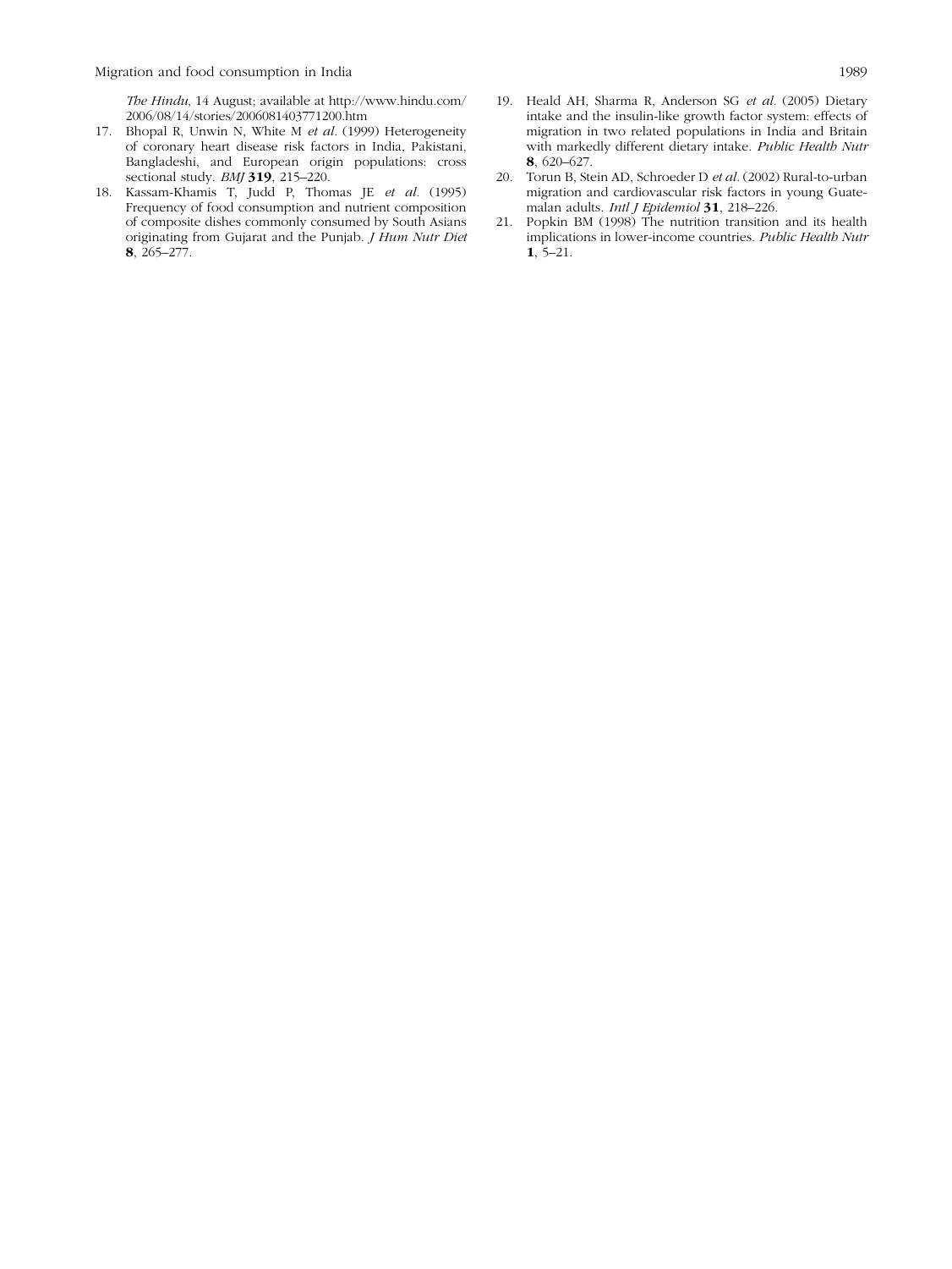*The Hindu*, 14 August; available at http://www.hindu.com/2006/08/14/stories/2006081403771200.htm

17. Bhopal R, Unwin N, White M *et al*. (1999) Heterogeneity of coronary heart disease risk factors in India, Pakistani, Bangladeshi, and European origin populations: cross sectional study. *BMJ* **319**, 215–220.
18. Kassam-Khamis T, Judd P, Thomas JE *et al*. (1995) Frequency of food consumption and nutrient composition of composite dishes commonly consumed by South Asians originating from Gujarat and the Punjab. *J Hum Nutr Diet* **8**, 265–277.
19. Heald AH, Sharma R, Anderson SG *et al*. (2005) Dietary intake and the insulin-like growth factor system: effects of migration in two related populations in India and Britain with markedly different dietary intake. *Public Health Nutr* **8**, 620–627.
20. Torun B, Stein AD, Schroeder D *et al*. (2002) Rural-to-urban migration and cardiovascular risk factors in young Guatemalan adults. *Intl J Epidemiol* **31**, 218–226.
21. Popkin BM (1998) The nutrition transition and its health implications in lower-income countries. *Public Health Nutr* **1**, 5–21.